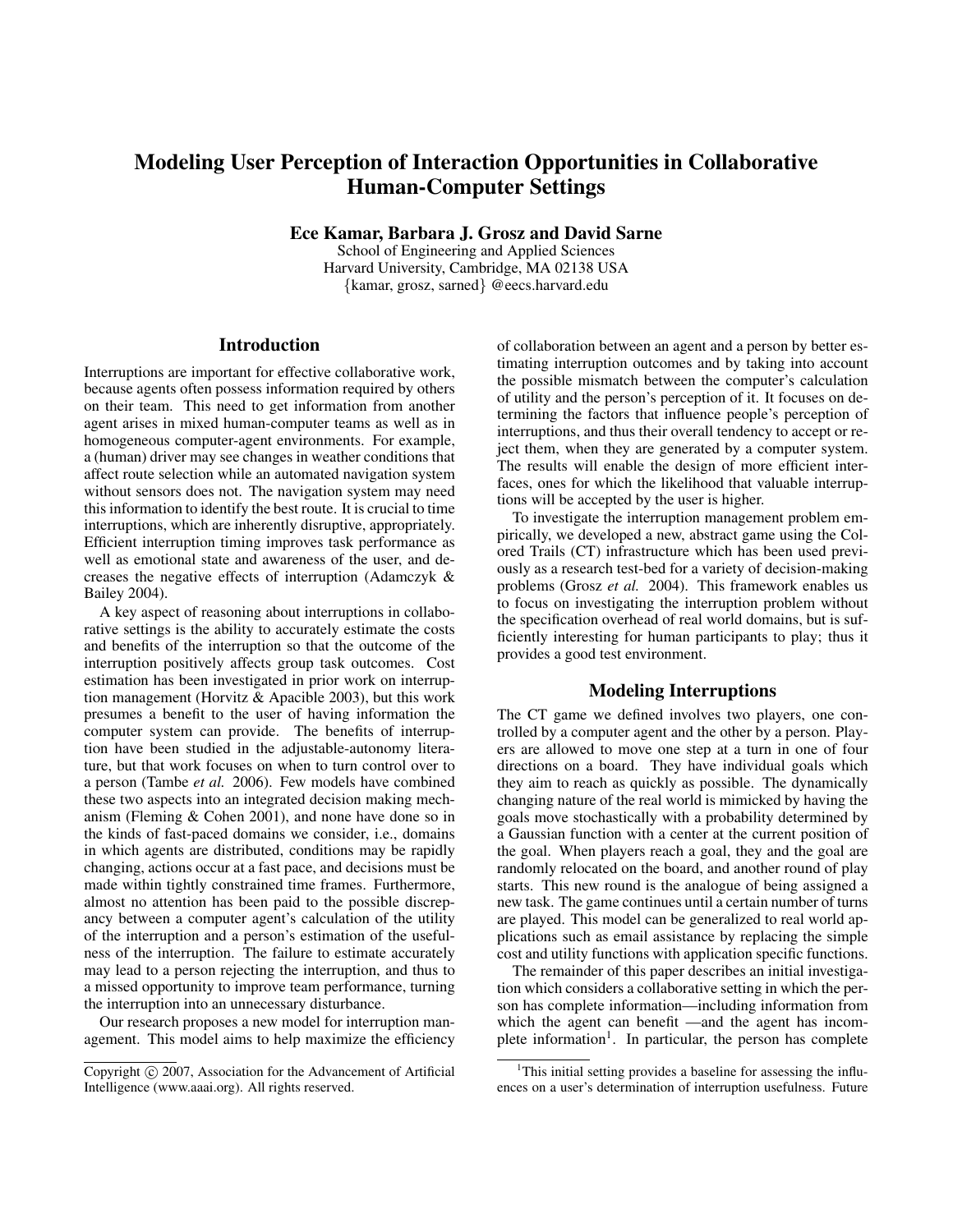# Modeling User Perception of Interaction Opportunities in Collaborative Human-Computer Settings

**Ece Kamar, Barbara J. Grosz and David Sarne**

School of Engineering and Applied Sciences
Harvard University, Cambridge, MA 02138 USA
{kamar, grosz, sarned} @eecs.harvard.edu

## Introduction

Interruptions are important for effective collaborative work, because agents often possess information required by others on their team. This need to get information from another agent arises in mixed human-computer teams as well as in homogeneous computer-agent environments. For example, a (human) driver may see changes in weather conditions that affect route selection while an automated navigation system without sensors does not. The navigation system may need this information to identify the best route. It is crucial to time interruptions, which are inherently disruptive, appropriately. Efficient interruption timing improves task performance as well as emotional state and awareness of the user, and decreases the negative effects of interruption (Adamczyk & Bailey 2004).

A key aspect of reasoning about interruptions in collaborative settings is the ability to accurately estimate the costs and benefits of the interruption so that the outcome of the interruption positively affects group task outcomes. Cost estimation has been investigated in prior work on interruption management (Horvitz & Apacible 2003), but this work presumes a benefit to the user of having information the computer system can provide. The benefits of interruption have been studied in the adjustable-autonomy literature, but that work focuses on when to turn control over to a person (Tambe *et al.* 2006). Few models have combined these two aspects into an integrated decision making mechanism (Fleming & Cohen 2001), and none have done so in the kinds of fast-paced domains we consider, i.e., domains in which agents are distributed, conditions may be rapidly changing, actions occur at a fast pace, and decisions must be made within tightly constrained time frames. Furthermore, almost no attention has been paid to the possible discrepancy between a computer agent's calculation of the utility of the interruption and a person's estimation of the usefulness of the interruption. The failure to estimate accurately may lead to a person rejecting the interruption, and thus to a missed opportunity to improve team performance, turning the interruption into an unnecessary disturbance.

Our research proposes a new model for interruption management. This model aims to help maximize the efficiency of collaboration between an agent and a person by better estimating interruption outcomes and by taking into account the possible mismatch between the computer's calculation of utility and the person's perception of it. It focuses on determining the factors that influence people's perception of interruptions, and thus their overall tendency to accept or reject them, when they are generated by a computer system. The results will enable the design of more efficient interfaces, ones for which the likelihood that valuable interruptions will be accepted by the user is higher.

To investigate the interruption management problem empirically, we developed a new, abstract game using the Colored Trails (CT) infrastructure which has been used previously as a research test-bed for a variety of decision-making problems (Grosz *et al.* 2004). This framework enables us to focus on investigating the interruption problem without the specification overhead of real world domains, but is sufficiently interesting for human participants to play; thus it provides a good test environment.

## Modeling Interruptions

The CT game we defined involves two players, one controlled by a computer agent and the other by a person. Players are allowed to move one step at a turn in one of four directions on a board. They have individual goals which they aim to reach as quickly as possible. The dynamically changing nature of the real world is mimicked by having the goals move stochastically with a probability determined by a Gaussian function with a center at the current position of the goal. When players reach a goal, they and the goal are randomly relocated on the board, and another round of play starts. This new round is the analogue of being assigned a new task. The game continues until a certain number of turns are played. This model can be generalized to real world applications such as email assistance by replacing the simple cost and utility functions with application specific functions.

The remainder of this paper describes an initial investigation which considers a collaborative setting in which the person has complete information—including information from which the agent can benefit —and the agent has incomplete information[1]. In particular, the person has complete

Copyright © 2007, Association for the Advancement of Artificial Intelligence (www.aaai.org). All rights reserved.

[1]This initial setting provides a baseline for assessing the influences on a user's determination of interruption usefulness. Future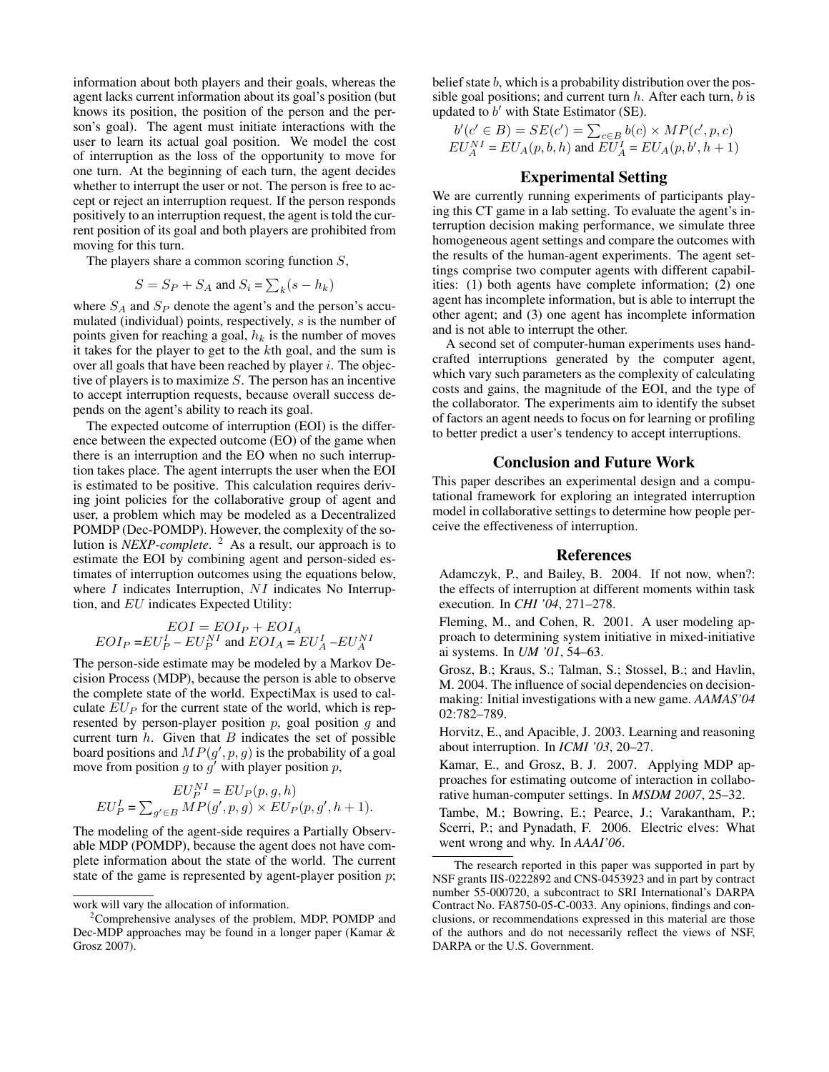information about both players and their goals, whereas the agent lacks current information about its goal's position (but knows its position, the position of the person and the person's goal). The agent must initiate interactions with the user to learn its actual goal position. We model the cost of interruption as the loss of the opportunity to move for one turn. At the beginning of each turn, the agent decides whether to interrupt the user or not. The person is free to accept or reject an interruption request. If the person responds positively to an interruption request, the agent is told the current position of its goal and both players are prohibited from moving for this turn.

The players share a common scoring function $S$,

$$S = S_P + S_A \text{ and } S_i = \sum_k (s - h_k)$$

where $S_A$ and $S_P$ denote the agent's and the person's accumulated (individual) points, respectively, $s$ is the number of points given for reaching a goal, $h_k$ is the number of moves it takes for the player to get to the $k$th goal, and the sum is over all goals that have been reached by player $i$. The objective of players is to maximize $S$. The person has an incentive to accept interruption requests, because overall success depends on the agent's ability to reach its goal.

The expected outcome of interruption (EOI) is the difference between the expected outcome (EO) of the game when there is an interruption and the EO when no such interruption takes place. The agent interrupts the user when the EOI is estimated to be positive. This calculation requires deriving joint policies for the collaborative group of agent and user, a problem which may be modeled as a Decentralized POMDP (Dec-POMDP). However, the complexity of the solution is ***NEXP-complete***.[2] As a result, our approach is to estimate the EOI by combining agent and person-sided estimates of interruption outcomes using the equations below, where $I$ indicates Interruption, $NI$ indicates No Interruption, and $EU$ indicates Expected Utility:

$$EOI = EOI_P + EOI_A$$
$$EOI_P = EU_P^I - EU_P^{NI} \text{ and } EOI_A = EU_A^I - EU_A^{NI}$$

The person-side estimate may be modeled by a Markov Decision Process (MDP), because the person is able to observe the complete state of the world. ExpectiMax is used to calculate $EU_P$ for the current state of the world, which is represented by person-player position $p$, goal position $g$ and current turn $h$. Given that $B$ indicates the set of possible board positions and $MP(g', p, g)$ is the probability of a goal move from position $g$ to $g'$ with player position $p$,

$$EU_P^{NI} = EU_P(p, g, h)$$
$$EU_P^I = \sum_{g' \in B} MP(g', p, g) \times EU_P(p, g', h + 1).$$

The modeling of the agent-side requires a Partially Observable MDP (POMDP), because the agent does not have complete information about the state of the world. The current state of the game is represented by agent-player position $p$; belief state $b$, which is a probability distribution over the possible goal positions; and current turn $h$. After each turn, $b$ is updated to $b'$ with State Estimator (SE).

$$b'(c' \in B) = SE(c') = \sum_{c \in B} b(c) \times MP(c', p, c)$$
$$EU_A^{NI} = EU_A(p, b, h) \text{ and } EU_A^I = EU_A(p, b', h + 1)$$

## Experimental Setting

We are currently running experiments of participants playing this CT game in a lab setting. To evaluate the agent's interruption decision making performance, we simulate three homogeneous agent settings and compare the outcomes with the results of the human-agent experiments. The agent settings comprise two computer agents with different capabilities: (1) both agents have complete information; (2) one agent has incomplete information, but is able to interrupt the other agent; and (3) one agent has incomplete information and is not able to interrupt the other.

A second set of computer-human experiments uses handcrafted interruptions generated by the computer agent, which vary such parameters as the complexity of calculating costs and gains, the magnitude of the EOI, and the type of the collaborator. The experiments aim to identify the subset of factors an agent needs to focus on for learning or profiling to better predict a user's tendency to accept interruptions.

## Conclusion and Future Work

This paper describes an experimental design and a computational framework for exploring an integrated interruption model in collaborative settings to determine how people perceive the effectiveness of interruption.

## References

Adamczyk, P., and Bailey, B. 2004. If not now, when?: the effects of interruption at different moments within task execution. In *CHI '04*, 271–278.

Fleming, M., and Cohen, R. 2001. A user modeling approach to determining system initiative in mixed-initiative ai systems. In *UM '01*, 54–63.

Grosz, B.; Kraus, S.; Talman, S.; Stossel, B.; and Havlin, M. 2004. The influence of social dependencies on decision-making: Initial investigations with a new game. *AAMAS'04* 02:782–789.

Horvitz, E., and Apacible, J. 2003. Learning and reasoning about interruption. In *ICMI '03*, 20–27.

Kamar, E., and Grosz, B. J. 2007. Applying MDP approaches for estimating outcome of interaction in collaborative human-computer settings. In *MSDM 2007*, 25–32.

Tambe, M.; Bowring, E.; Pearce, J.; Varakantham, P.; Scerri, P.; and Pynadath, F. 2006. Electric elves: What went wrong and why. In *AAAI'06*.

---

work will vary the allocation of information.

[2] Comprehensive analyses of the problem, MDP, POMDP and Dec-MDP approaches may be found in a longer paper (Kamar & Grosz 2007).

The research reported in this paper was supported in part by NSF grants IIS-0222892 and CNS-0453923 and in part by contract number 55-000720, a subcontract to SRI International's DARPA Contract No. FA8750-05-C-0033. Any opinions, findings and conclusions, or recommendations expressed in this material are those of the authors and do not necessarily reflect the views of NSF, DARPA or the U.S. Government.